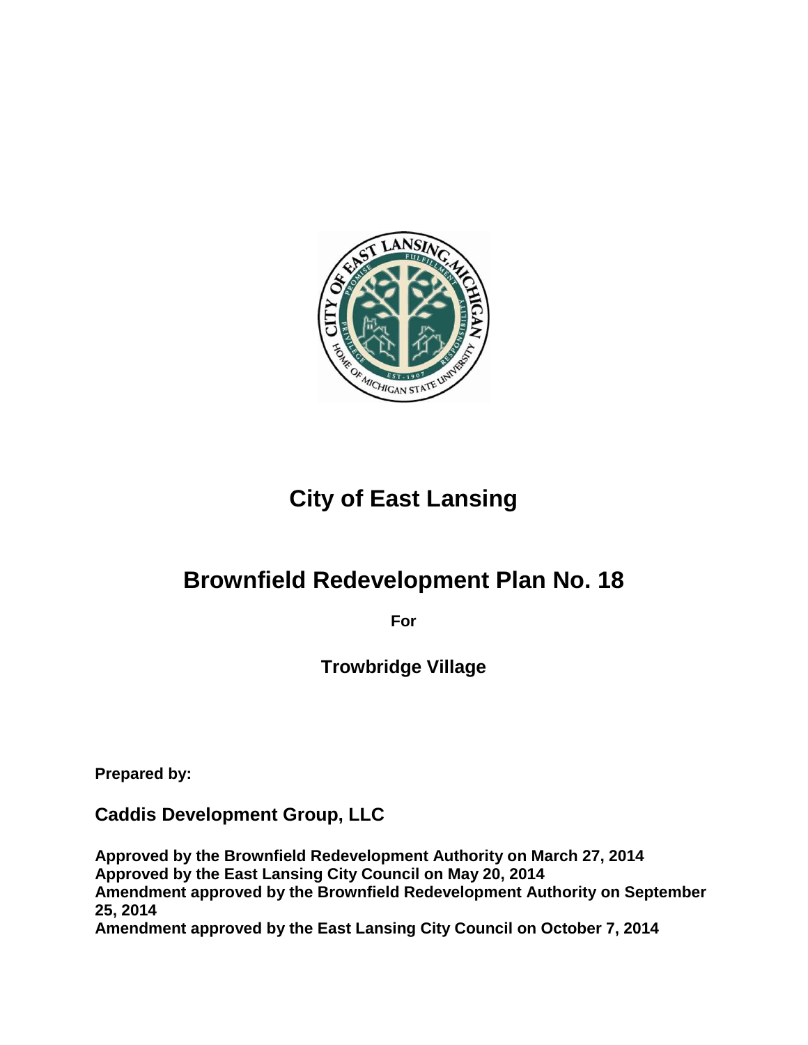# City of East Lansing

## Brownfield Redevelopment Plan No. 18

**For**

**Trowbridge Village**

**Prepared by:**

**Caddis Development Group, LLC**

**Approved by the Brownfield Redevelopment Authority on March 27, 2014**
**Approved by the East Lansing City Council on May 20, 2014**
**Amendment approved by the Brownfield Redevelopment Authority on September 25, 2014**
**Amendment approved by the East Lansing City Council on October 7, 2014**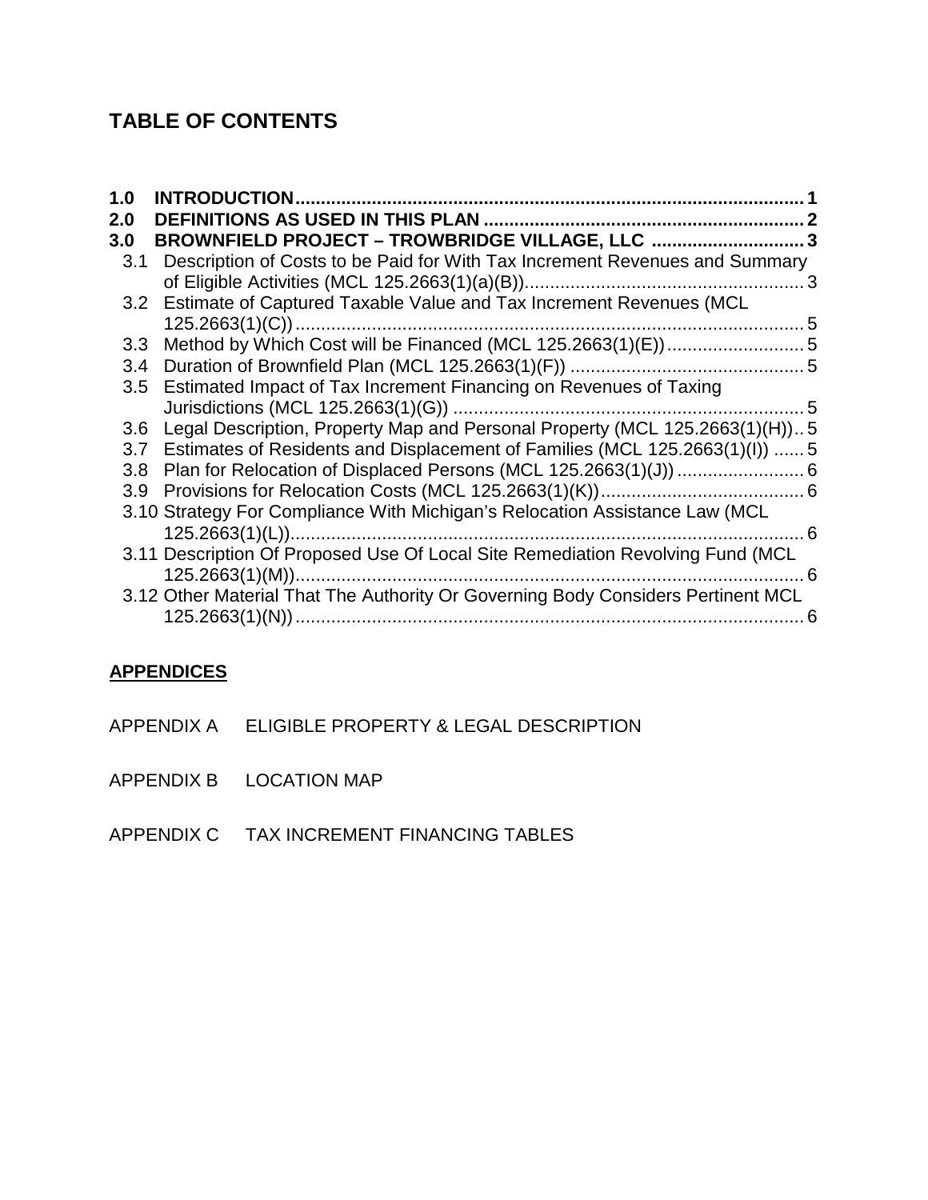# TABLE OF CONTENTS

**1.0 INTRODUCTION** .................................................................. **1**

**2.0 DEFINITIONS AS USED IN THIS PLAN** .................................................................. **2**

**3.0 BROWNFIELD PROJECT – TROWBRIDGE VILLAGE, LLC** .................................................................. **3**

- 3.1 Description of Costs to be Paid for With Tax Increment Revenues and Summary of Eligible Activities (MCL 125.2663(1)(a)(B)).................................................................. 3
- 3.2 Estimate of Captured Taxable Value and Tax Increment Revenues (MCL 125.2663(1)(C)).................................................................. 5
- 3.3 Method by Which Cost will be Financed (MCL 125.2663(1)(E)).................................................................. 5
- 3.4 Duration of Brownfield Plan (MCL 125.2663(1)(F)) .................................................................. 5
- 3.5 Estimated Impact of Tax Increment Financing on Revenues of Taxing Jurisdictions (MCL 125.2663(1)(G)) .................................................................. 5
- 3.6 Legal Description, Property Map and Personal Property (MCL 125.2663(1)(H)).. 5
- 3.7 Estimates of Residents and Displacement of Families (MCL 125.2663(1)(I)) ...... 5
- 3.8 Plan for Relocation of Displaced Persons (MCL 125.2663(1)(J)) ......................... 6
- 3.9 Provisions for Relocation Costs (MCL 125.2663(1)(K)).................................................................. 6
- 3.10 Strategy For Compliance With Michigan's Relocation Assistance Law (MCL 125.2663(1)(L)).................................................................. 6
- 3.11 Description Of Proposed Use Of Local Site Remediation Revolving Fund (MCL 125.2663(1)(M)).................................................................. 6
- 3.12 Other Material That The Authority Or Governing Body Considers Pertinent MCL 125.2663(1)(N)).................................................................. 6

## APPENDICES

APPENDIX A ELIGIBLE PROPERTY & LEGAL DESCRIPTION

APPENDIX B LOCATION MAP

APPENDIX C TAX INCREMENT FINANCING TABLES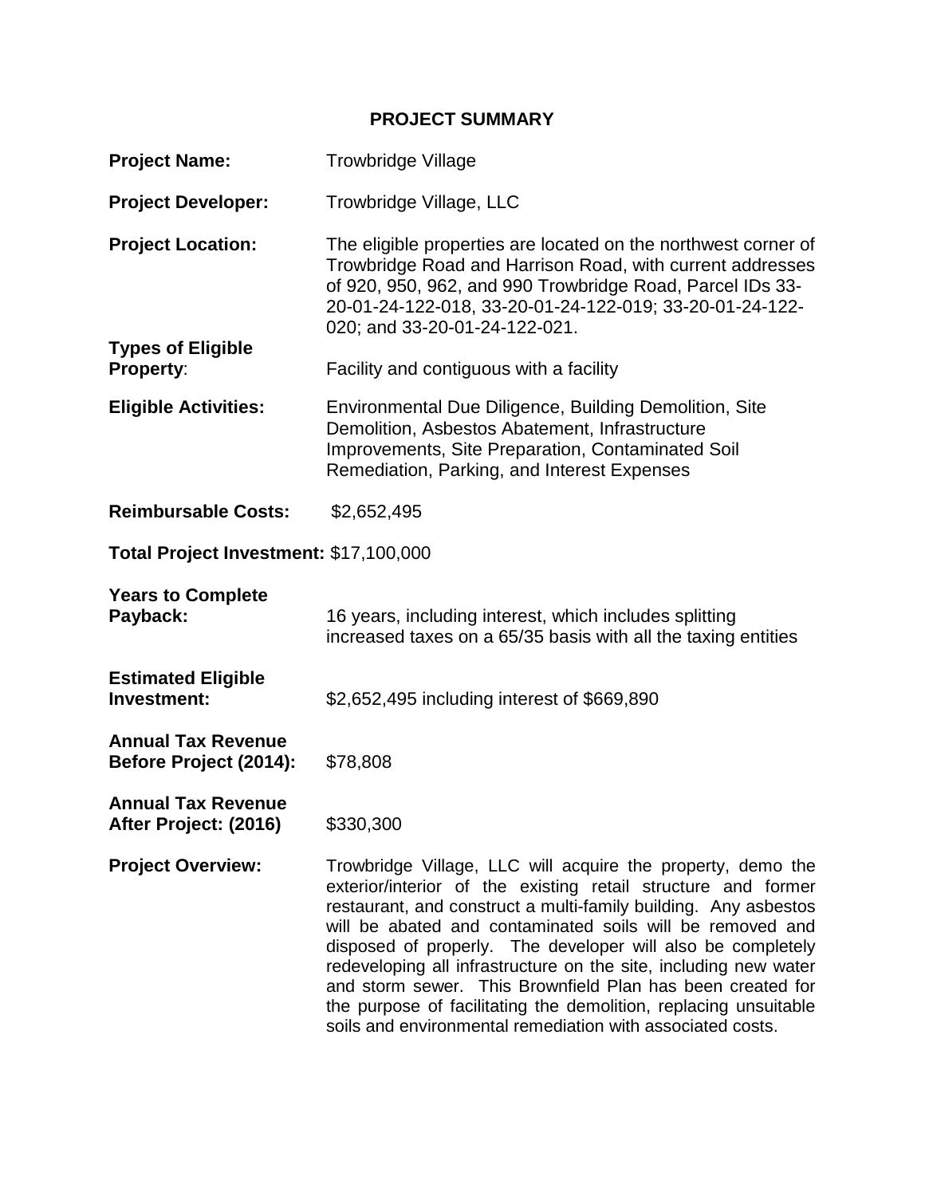# PROJECT SUMMARY

**Project Name:** Trowbridge Village

**Project Developer:** Trowbridge Village, LLC

**Project Location:** The eligible properties are located on the northwest corner of Trowbridge Road and Harrison Road, with current addresses of 920, 950, 962, and 990 Trowbridge Road, Parcel IDs 33-20-01-24-122-018, 33-20-01-24-122-019; 33-20-01-24-122-020; and 33-20-01-24-122-021.

**Types of Eligible Property**: Facility and contiguous with a facility

**Eligible Activities:** Environmental Due Diligence, Building Demolition, Site Demolition, Asbestos Abatement, Infrastructure Improvements, Site Preparation, Contaminated Soil Remediation, Parking, and Interest Expenses

**Reimbursable Costs:** $2,652,495

**Total Project Investment:** $17,100,000

**Years to Complete Payback:** 16 years, including interest, which includes splitting increased taxes on a 65/35 basis with all the taxing entities

**Estimated Eligible Investment:** $2,652,495 including interest of $669,890

**Annual Tax Revenue Before Project (2014):** $78,808

**Annual Tax Revenue After Project: (2016)** $330,300

**Project Overview:** Trowbridge Village, LLC will acquire the property, demo the exterior/interior of the existing retail structure and former restaurant, and construct a multi-family building. Any asbestos will be abated and contaminated soils will be removed and disposed of properly. The developer will also be completely redeveloping all infrastructure on the site, including new water and storm sewer. This Brownfield Plan has been created for the purpose of facilitating the demolition, replacing unsuitable soils and environmental remediation with associated costs.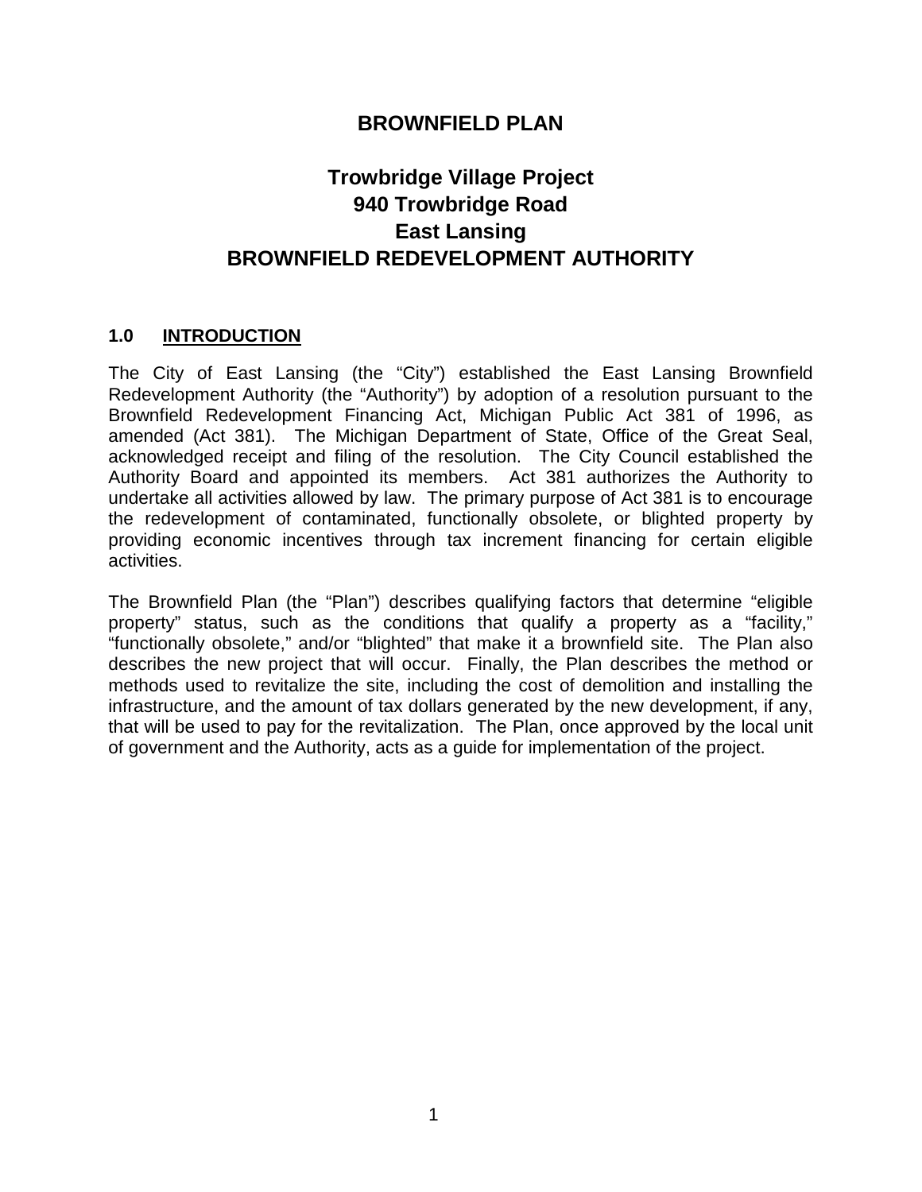# BROWNFIELD PLAN

## Trowbridge Village Project
## 940 Trowbridge Road
## East Lansing
## BROWNFIELD REDEVELOPMENT AUTHORITY

### 1.0 INTRODUCTION

The City of East Lansing (the "City") established the East Lansing Brownfield Redevelopment Authority (the "Authority") by adoption of a resolution pursuant to the Brownfield Redevelopment Financing Act, Michigan Public Act 381 of 1996, as amended (Act 381). The Michigan Department of State, Office of the Great Seal, acknowledged receipt and filing of the resolution. The City Council established the Authority Board and appointed its members. Act 381 authorizes the Authority to undertake all activities allowed by law. The primary purpose of Act 381 is to encourage the redevelopment of contaminated, functionally obsolete, or blighted property by providing economic incentives through tax increment financing for certain eligible activities.

The Brownfield Plan (the "Plan") describes qualifying factors that determine "eligible property" status, such as the conditions that qualify a property as a "facility," "functionally obsolete," and/or "blighted" that make it a brownfield site. The Plan also describes the new project that will occur. Finally, the Plan describes the method or methods used to revitalize the site, including the cost of demolition and installing the infrastructure, and the amount of tax dollars generated by the new development, if any, that will be used to pay for the revitalization. The Plan, once approved by the local unit of government and the Authority, acts as a guide for implementation of the project.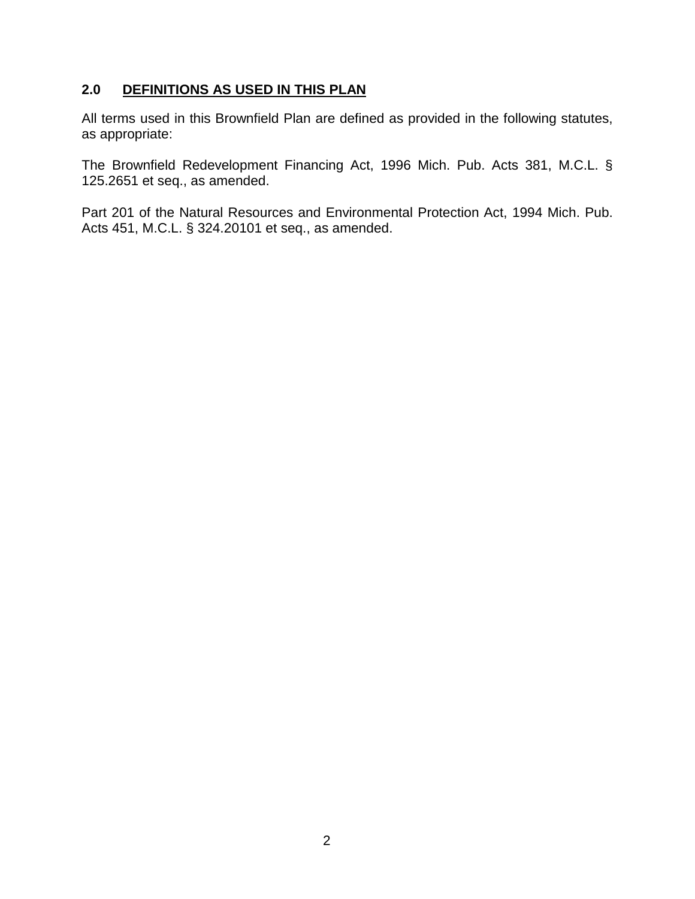## 2.0 DEFINITIONS AS USED IN THIS PLAN

All terms used in this Brownfield Plan are defined as provided in the following statutes, as appropriate:

The Brownfield Redevelopment Financing Act, 1996 Mich. Pub. Acts 381, M.C.L. § 125.2651 et seq., as amended.

Part 201 of the Natural Resources and Environmental Protection Act, 1994 Mich. Pub. Acts 451, M.C.L. § 324.20101 et seq., as amended.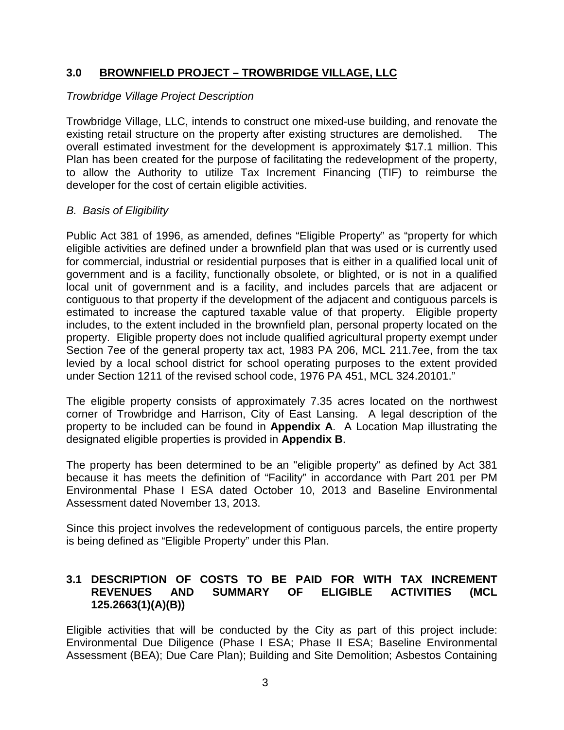## 3.0 BROWNFIELD PROJECT – TROWBRIDGE VILLAGE, LLC

*Trowbridge Village Project Description*

Trowbridge Village, LLC, intends to construct one mixed-use building, and renovate the existing retail structure on the property after existing structures are demolished. The overall estimated investment for the development is approximately $17.1 million. This Plan has been created for the purpose of facilitating the redevelopment of the property, to allow the Authority to utilize Tax Increment Financing (TIF) to reimburse the developer for the cost of certain eligible activities.

*B. Basis of Eligibility*

Public Act 381 of 1996, as amended, defines "Eligible Property" as "property for which eligible activities are defined under a brownfield plan that was used or is currently used for commercial, industrial or residential purposes that is either in a qualified local unit of government and is a facility, functionally obsolete, or blighted, or is not in a qualified local unit of government and is a facility, and includes parcels that are adjacent or contiguous to that property if the development of the adjacent and contiguous parcels is estimated to increase the captured taxable value of that property. Eligible property includes, to the extent included in the brownfield plan, personal property located on the property. Eligible property does not include qualified agricultural property exempt under Section 7ee of the general property tax act, 1983 PA 206, MCL 211.7ee, from the tax levied by a local school district for school operating purposes to the extent provided under Section 1211 of the revised school code, 1976 PA 451, MCL 324.20101."

The eligible property consists of approximately 7.35 acres located on the northwest corner of Trowbridge and Harrison, City of East Lansing. A legal description of the property to be included can be found in **Appendix A**. A Location Map illustrating the designated eligible properties is provided in **Appendix B**.

The property has been determined to be an "eligible property" as defined by Act 381 because it has meets the definition of "Facility" in accordance with Part 201 per PM Environmental Phase I ESA dated October 10, 2013 and Baseline Environmental Assessment dated November 13, 2013.

Since this project involves the redevelopment of contiguous parcels, the entire property is being defined as "Eligible Property" under this Plan.

### 3.1 DESCRIPTION OF COSTS TO BE PAID FOR WITH TAX INCREMENT REVENUES AND SUMMARY OF ELIGIBLE ACTIVITIES (MCL 125.2663(1)(A)(B))

Eligible activities that will be conducted by the City as part of this project include: Environmental Due Diligence (Phase I ESA; Phase II ESA; Baseline Environmental Assessment (BEA); Due Care Plan); Building and Site Demolition; Asbestos Containing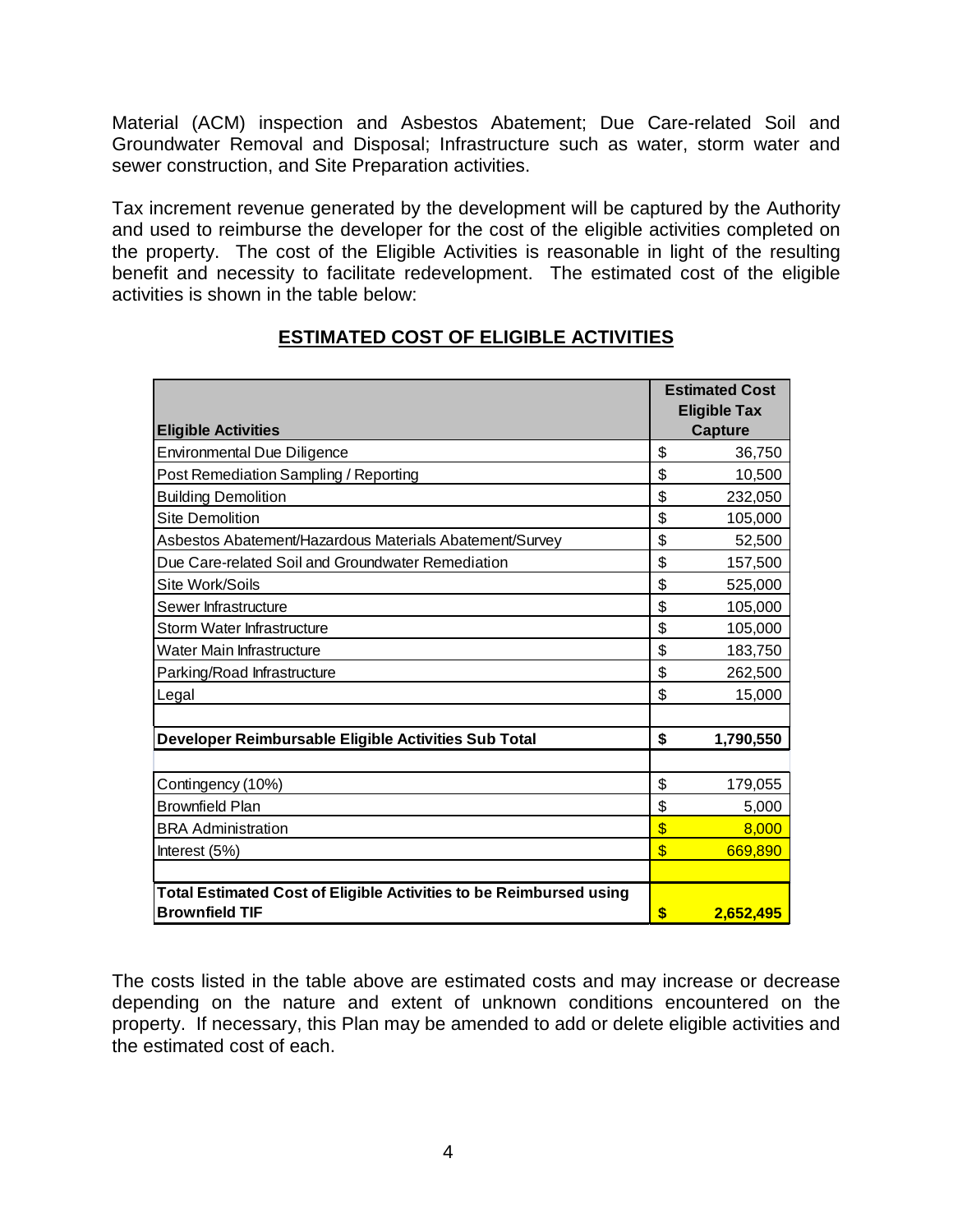Material (ACM) inspection and Asbestos Abatement; Due Care-related Soil and Groundwater Removal and Disposal; Infrastructure such as water, storm water and sewer construction, and Site Preparation activities.

Tax increment revenue generated by the development will be captured by the Authority and used to reimburse the developer for the cost of the eligible activities completed on the property. The cost of the Eligible Activities is reasonable in light of the resulting benefit and necessity to facilitate redevelopment. The estimated cost of the eligible activities is shown in the table below:

## ESTIMATED COST OF ELIGIBLE ACTIVITIES

| Eligible Activities | Estimated Cost Eligible Tax Capture |
|---|---|
| Environmental Due Diligence | $ 36,750 |
| Post Remediation Sampling / Reporting | $ 10,500 |
| Building Demolition | $ 232,050 |
| Site Demolition | $ 105,000 |
| Asbestos Abatement/Hazardous Materials Abatement/Survey | $ 52,500 |
| Due Care-related Soil and Groundwater Remediation | $ 157,500 |
| Site Work/Soils | $ 525,000 |
| Sewer Infrastructure | $ 105,000 |
| Storm Water Infrastructure | $ 105,000 |
| Water Main Infrastructure | $ 183,750 |
| Parking/Road Infrastructure | $ 262,500 |
| Legal | $ 15,000 |
| | |
| **Developer Reimbursable Eligible Activities Sub Total** | **$ 1,790,550** |
| | |
| Contingency (10%) | $ 179,055 |
| Brownfield Plan | $ 5,000 |
| BRA Administration | $ 8,000 |
| Interest (5%) | $ 669,890 |
| | |
| **Total Estimated Cost of Eligible Activities to be Reimbursed using Brownfield TIF** | **$ 2,652,495** |

The costs listed in the table above are estimated costs and may increase or decrease depending on the nature and extent of unknown conditions encountered on the property. If necessary, this Plan may be amended to add or delete eligible activities and the estimated cost of each.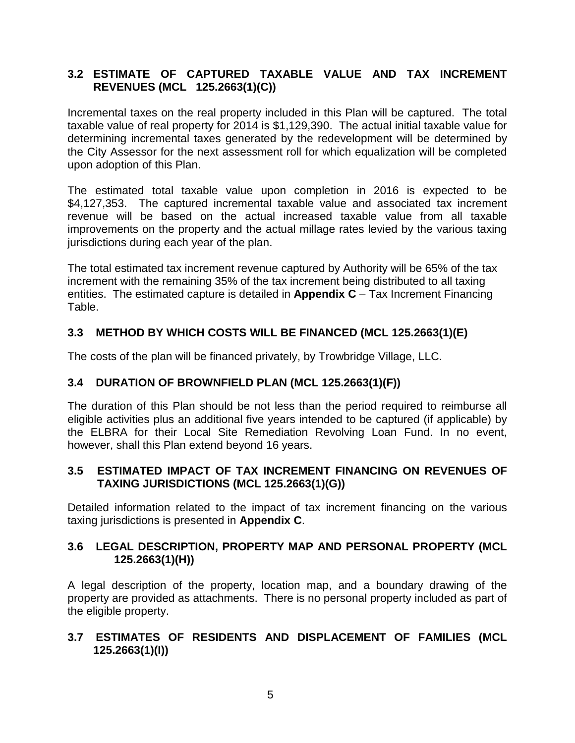### 3.2 ESTIMATE OF CAPTURED TAXABLE VALUE AND TAX INCREMENT REVENUES (MCL 125.2663(1)(C))

Incremental taxes on the real property included in this Plan will be captured. The total taxable value of real property for 2014 is $1,129,390. The actual initial taxable value for determining incremental taxes generated by the redevelopment will be determined by the City Assessor for the next assessment roll for which equalization will be completed upon adoption of this Plan.

The estimated total taxable value upon completion in 2016 is expected to be $4,127,353. The captured incremental taxable value and associated tax increment revenue will be based on the actual increased taxable value from all taxable improvements on the property and the actual millage rates levied by the various taxing jurisdictions during each year of the plan.

The total estimated tax increment revenue captured by Authority will be 65% of the tax increment with the remaining 35% of the tax increment being distributed to all taxing entities. The estimated capture is detailed in **Appendix C** – Tax Increment Financing Table.

### 3.3 METHOD BY WHICH COSTS WILL BE FINANCED (MCL 125.2663(1)(E)

The costs of the plan will be financed privately, by Trowbridge Village, LLC.

### 3.4 DURATION OF BROWNFIELD PLAN (MCL 125.2663(1)(F))

The duration of this Plan should be not less than the period required to reimburse all eligible activities plus an additional five years intended to be captured (if applicable) by the ELBRA for their Local Site Remediation Revolving Loan Fund. In no event, however, shall this Plan extend beyond 16 years.

### 3.5 ESTIMATED IMPACT OF TAX INCREMENT FINANCING ON REVENUES OF TAXING JURISDICTIONS (MCL 125.2663(1)(G))

Detailed information related to the impact of tax increment financing on the various taxing jurisdictions is presented in **Appendix C**.

### 3.6 LEGAL DESCRIPTION, PROPERTY MAP AND PERSONAL PROPERTY (MCL 125.2663(1)(H))

A legal description of the property, location map, and a boundary drawing of the property are provided as attachments. There is no personal property included as part of the eligible property.

### 3.7 ESTIMATES OF RESIDENTS AND DISPLACEMENT OF FAMILIES (MCL 125.2663(1)(I))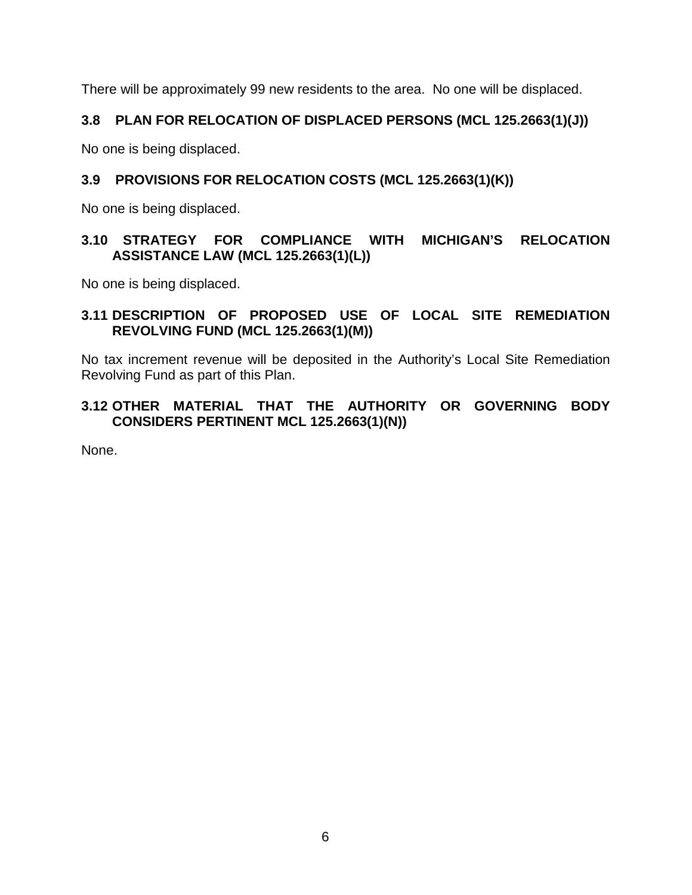There will be approximately 99 new residents to the area. No one will be displaced.

### 3.8 PLAN FOR RELOCATION OF DISPLACED PERSONS (MCL 125.2663(1)(J))

No one is being displaced.

### 3.9 PROVISIONS FOR RELOCATION COSTS (MCL 125.2663(1)(K))

No one is being displaced.

### 3.10 STRATEGY FOR COMPLIANCE WITH MICHIGAN'S RELOCATION ASSISTANCE LAW (MCL 125.2663(1)(L))

No one is being displaced.

### 3.11 DESCRIPTION OF PROPOSED USE OF LOCAL SITE REMEDIATION REVOLVING FUND (MCL 125.2663(1)(M))

No tax increment revenue will be deposited in the Authority's Local Site Remediation Revolving Fund as part of this Plan.

### 3.12 OTHER MATERIAL THAT THE AUTHORITY OR GOVERNING BODY CONSIDERS PERTINENT MCL 125.2663(1)(N))

None.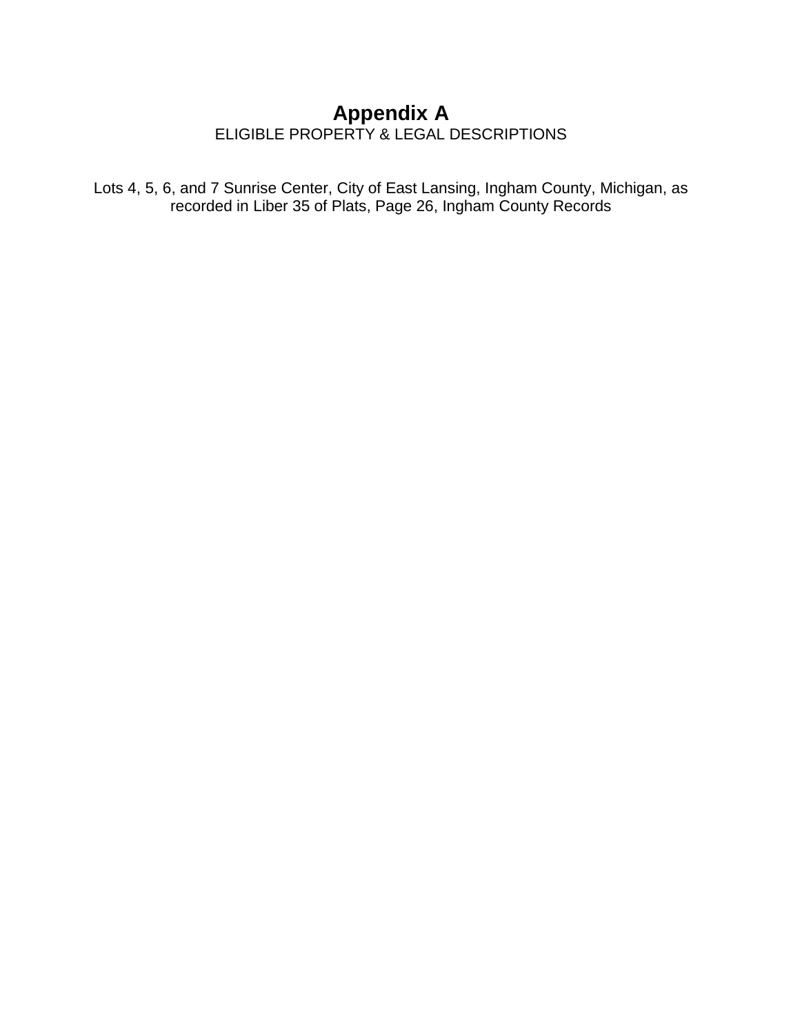# Appendix A

ELIGIBLE PROPERTY & LEGAL DESCRIPTIONS

Lots 4, 5, 6, and 7 Sunrise Center, City of East Lansing, Ingham County, Michigan, as recorded in Liber 35 of Plats, Page 26, Ingham County Records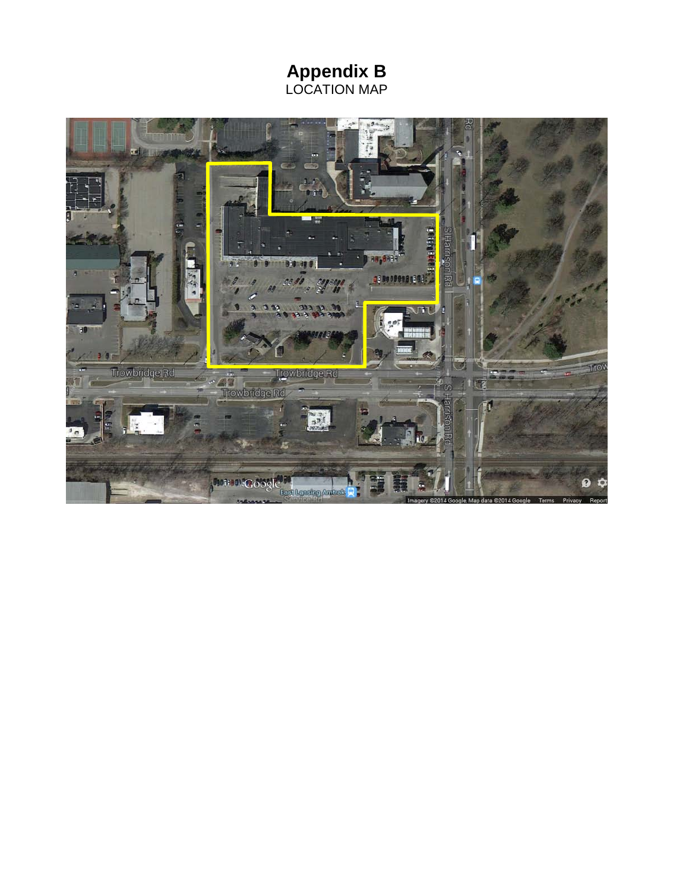# Appendix B

LOCATION MAP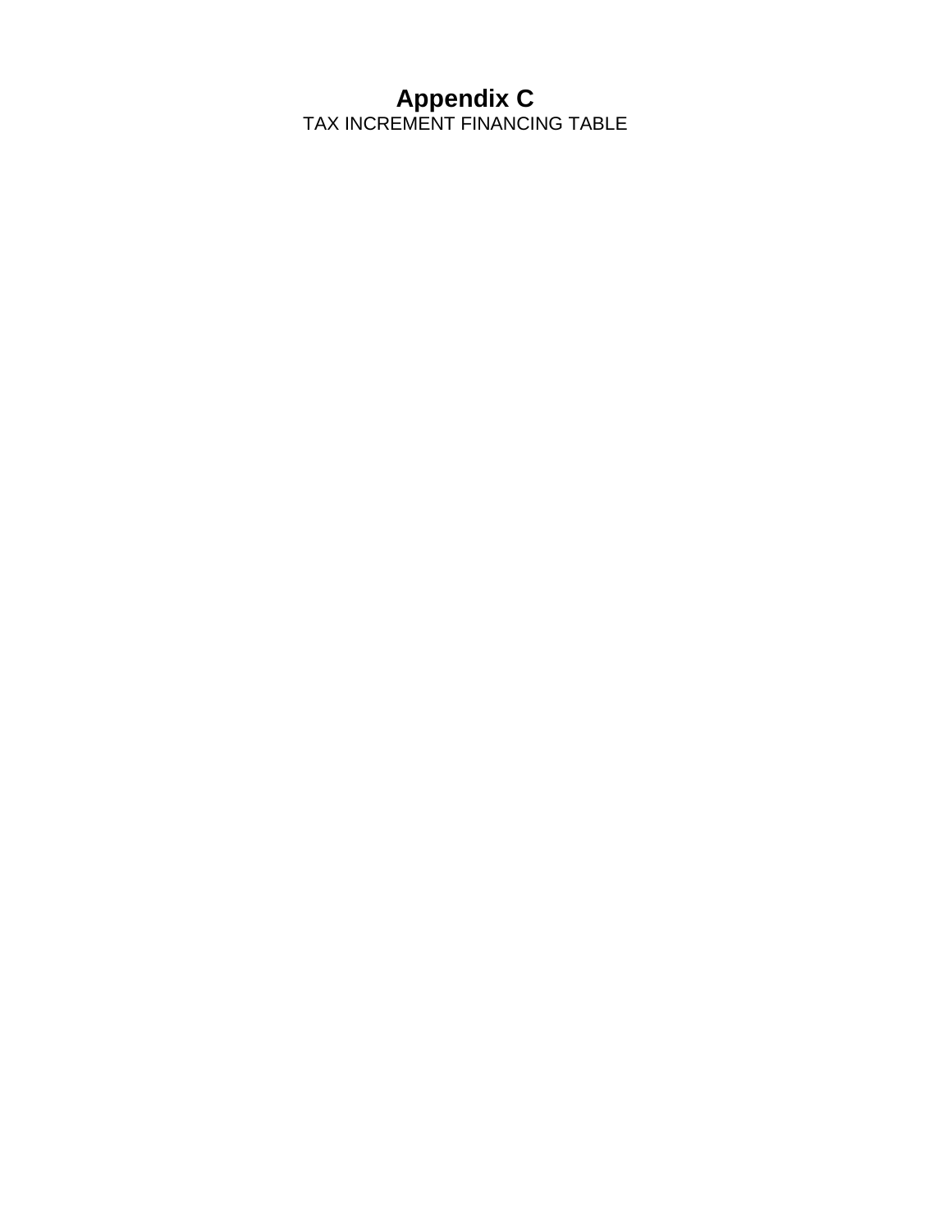# Appendix C

TAX INCREMENT FINANCING TABLE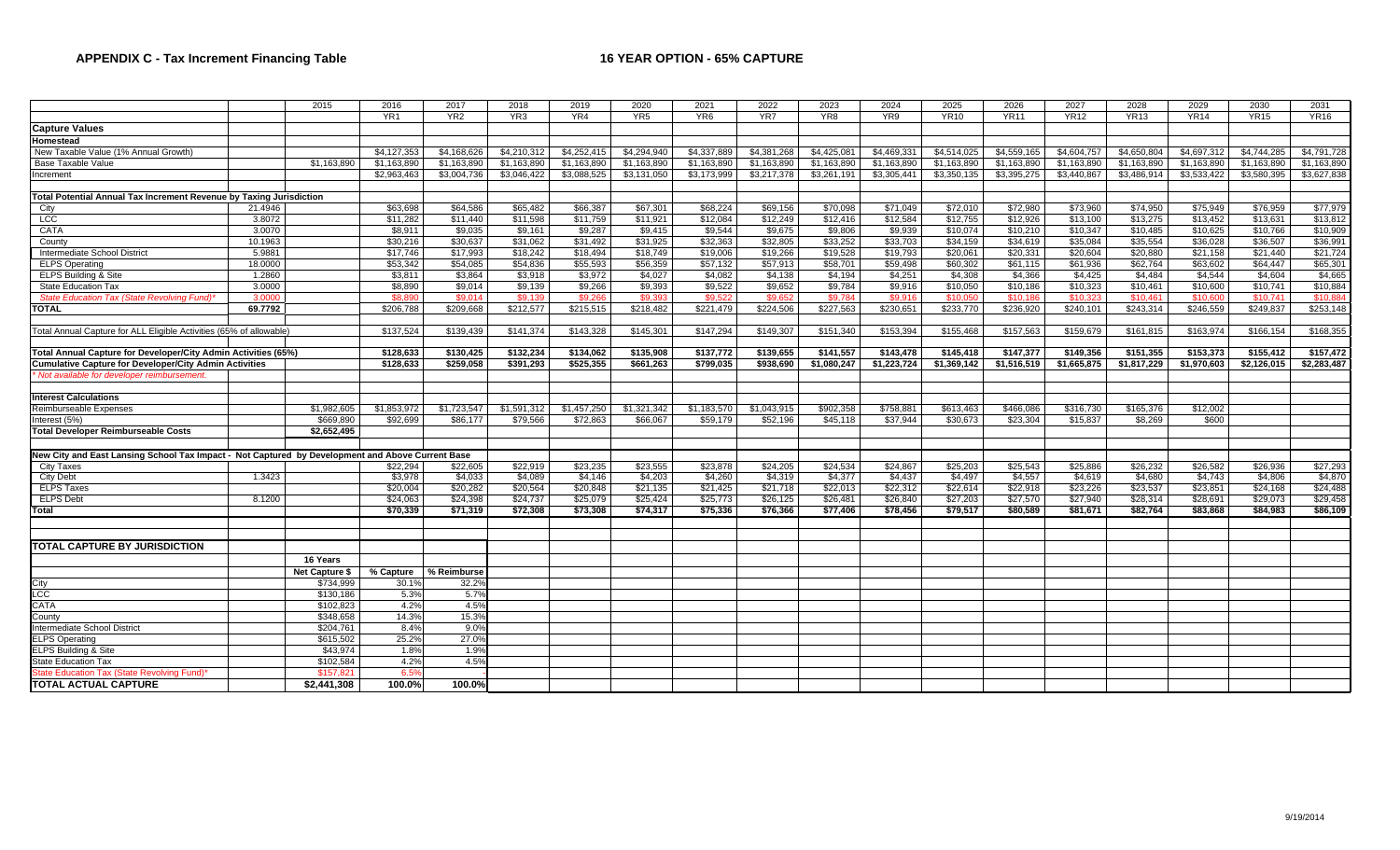## APPENDIX C - Tax Increment Financing Table

## 16 YEAR OPTION - 65% CAPTURE

| | | 2015 | 2016 | 2017 | 2018 | 2019 | 2020 | 2021 | 2022 | 2023 | 2024 | 2025 | 2026 | 2027 | 2028 | 2029 | 2030 | 2031 |
|---|---|---|---|---|---|---|---|---|---|---|---|---|---|---|---|---|---|---|
| | | | YR1 | YR2 | YR3 | YR4 | YR5 | YR6 | YR7 | YR8 | YR9 | YR10 | YR11 | YR12 | YR13 | YR14 | YR15 | YR16 |
| **Capture Values** | | | | | | | | | | | | | | | | | | |
| **Homestead** | | | | | | | | | | | | | | | | | | |
| New Taxable Value (1% Annual Growth) | | | $4,127,353 | $4,168,626 | $4,210,312 | $4,252,415 | $4,294,940 | $4,337,889 | $4,381,268 | $4,425,081 | $4,469,331 | $4,514,025 | $4,559,165 | $4,604,757 | $4,650,804 | $4,697,312 | $4,744,285 | $4,791,728 |
| Base Taxable Value | | $1,163,890 | $1,163,890 | $1,163,890 | $1,163,890 | $1,163,890 | $1,163,890 | $1,163,890 | $1,163,890 | $1,163,890 | $1,163,890 | $1,163,890 | $1,163,890 | $1,163,890 | $1,163,890 | $1,163,890 | $1,163,890 | $1,163,890 |
| Increment | | | $2,963,463 | $3,004,736 | $3,046,422 | $3,088,525 | $3,131,050 | $3,173,999 | $3,217,378 | $3,261,191 | $3,305,441 | $3,350,135 | $3,395,275 | $3,440,867 | $3,486,914 | $3,533,422 | $3,580,395 | $3,627,838 |
| **Total Potential Annual Tax Increment Revenue by Taxing Jurisdiction** | | | | | | | | | | | | | | | | | | |
| City | 21.4946 | | $63,698 | $64,586 | $65,482 | $66,387 | $67,301 | $68,224 | $69,156 | $70,098 | $71,049 | $72,010 | $72,980 | $73,960 | $74,950 | $75,949 | $76,959 | $77,979 |
| LCC | 3.8072 | | $11,282 | $11,440 | $11,598 | $11,759 | $11,921 | $12,084 | $12,249 | $12,416 | $12,584 | $12,755 | $12,926 | $13,100 | $13,275 | $13,452 | $13,631 | $13,812 |
| CATA | 3.0070 | | $8,911 | $9,035 | $9,161 | $9,287 | $9,415 | $9,544 | $9,675 | $9,806 | $9,939 | $10,074 | $10,210 | $10,347 | $10,485 | $10,625 | $10,766 | $10,909 |
| County | 10.1963 | | $30,216 | $30,637 | $31,062 | $31,492 | $31,925 | $32,363 | $32,805 | $33,252 | $33,703 | $34,159 | $34,619 | $35,084 | $35,554 | $36,028 | $36,507 | $36,991 |
| Intermediate School District | 5.9881 | | $17,746 | $17,993 | $18,242 | $18,494 | $18,749 | $19,006 | $19,266 | $19,528 | $19,793 | $20,061 | $20,331 | $20,604 | $20,880 | $21,158 | $21,440 | $21,724 |
| ELPS Operating | 18.0000 | | $53,342 | $54,085 | $54,836 | $55,593 | $56,359 | $57,132 | $57,913 | $58,701 | $59,498 | $60,302 | $61,115 | $61,936 | $62,764 | $63,602 | $64,447 | $65,301 |
| ELPS Building & Site | 1.2860 | | $3,811 | $3,864 | $3,918 | $3,972 | $4,027 | $4,082 | $4,138 | $4,194 | $4,251 | $4,308 | $4,366 | $4,425 | $4,484 | $4,544 | $4,604 | $4,665 |
| State Education Tax | 3.0000 | | $8,890 | $9,014 | $9,139 | $9,266 | $9,393 | $9,522 | $9,652 | $9,784 | $9,916 | $10,050 | $10,186 | $10,323 | $10,461 | $10,600 | $10,741 | $10,884 |
| *State Education Tax (State Revolving Fund)** | 3.0000 | | $8,890 | $9,014 | $9,139 | $9,266 | $9,393 | $9,522 | $9,652 | $9,784 | $9,916 | $10,050 | $10,186 | $10,323 | $10,461 | $10,600 | $10,741 | $10,884 |
| **TOTAL** | **69.7792** | | $206,788 | $209,668 | $212,577 | $215,515 | $218,482 | $221,479 | $224,506 | $227,563 | $230,651 | $233,770 | $236,920 | $240,101 | $243,314 | $246,559 | $249,837 | $253,148 |
| Total Annual Capture for ALL Eligible Activities (65% of allowable) | | | $137,524 | $139,439 | $141,374 | $143,328 | $145,301 | $147,294 | $149,307 | $151,340 | $153,394 | $155,468 | $157,563 | $159,679 | $161,815 | $163,974 | $166,154 | $168,355 |
| **Total Annual Capture for Developer/City Admin Activities (65%)** | | | **$128,633** | **$130,425** | **$132,234** | **$134,062** | **$135,908** | **$137,772** | **$139,655** | **$141,557** | **$143,478** | **$145,418** | **$147,377** | **$149,356** | **$151,355** | **$153,373** | **$155,412** | **$157,472** |
| **Cumulative Capture for Developer/City Admin Activities** | | | **$128,633** | **$259,058** | **$391,293** | **$525,355** | **$661,263** | **$799,035** | **$938,690** | **$1,080,247** | **$1,223,724** | **$1,369,142** | **$1,516,519** | **$1,665,875** | **$1,817,229** | **$1,970,603** | **$2,126,015** | **$2,283,487** |
| *\* Not available for developer reimbursement.* | | | | | | | | | | | | | | | | | | |
| **Interest Calculations** | | | | | | | | | | | | | | | | | | |
| Reimburseable Expenses | | $1,982,605 | $1,853,972 | $1,723,547 | $1,591,312 | $1,457,250 | $1,321,342 | $1,183,570 | $1,043,915 | $902,358 | $758,881 | $613,463 | $466,086 | $316,730 | $165,376 | $12,002 | | |
| Interest (5%) | | $669,890 | $92,699 | $86,177 | $79,566 | $72,863 | $66,067 | $59,179 | $52,196 | $45,118 | $37,944 | $30,673 | $23,304 | $15,837 | $8,269 | $600 | | |
| **Total Developer Reimburseable Costs** | | **$2,652,495** | | | | | | | | | | | | | | | | |
| **New City and East Lansing School Tax Impact - Not Captured by Development and Above Current Base** | | | | | | | | | | | | | | | | | | |
| City Taxes | | | $22,294 | $22,605 | $22,919 | $23,235 | $23,555 | $23,878 | $24,205 | $24,534 | $24,867 | $25,203 | $25,543 | $25,886 | $26,232 | $26,582 | $26,936 | $27,293 |
| City Debt | 1.3423 | | $3,978 | $4,033 | $4,089 | $4,146 | $4,203 | $4,260 | $4,319 | $4,377 | $4,437 | $4,497 | $4,557 | $4,619 | $4,680 | $4,743 | $4,806 | $4,870 |
| ELPS Taxes | | | $20,004 | $20,282 | $20,564 | $20,848 | $21,135 | $21,425 | $21,718 | $22,013 | $22,312 | $22,614 | $22,918 | $23,226 | $23,537 | $23,851 | $24,168 | $24,488 |
| ELPS Debt | 8.1200 | | $24,063 | $24,398 | $24,737 | $25,079 | $25,424 | $25,773 | $26,125 | $26,481 | $26,840 | $27,203 | $27,570 | $27,940 | $28,314 | $28,691 | $29,073 | $29,458 |
| **Total** | | | **$70,339** | **$71,319** | **$72,308** | **$73,308** | **$74,317** | **$75,336** | **$76,366** | **$77,406** | **$78,456** | **$79,517** | **$80,589** | **$81,671** | **$82,764** | **$83,868** | **$84,983** | **$86,109** |

**TOTAL CAPTURE BY JURISDICTION**

| | 16 Years | | |
|---|---|---|---|
| | **Net Capture $** | **% Capture** | **% Reimburse** |
| City | $734,999 | 30.1% | 32.2% |
| LCC | $130,186 | 5.3% | 5.7% |
| CATA | $102,823 | 4.2% | 4.5% |
| County | $348,658 | 14.3% | 15.3% |
| Intermediate School District | $204,761 | 8.4% | 9.0% |
| ELPS Operating | $615,502 | 25.2% | 27.0% |
| ELPS Building & Site | $43,974 | 1.8% | 1.9% |
| State Education Tax | $102,584 | 4.2% | 4.5% |
| State Education Tax (State Revolving Fund)* | $157,821 | 6.5% | |
| **TOTAL ACTUAL CAPTURE** | **$2,441,308** | **100.0%** | **100.0%** |

9/19/2014